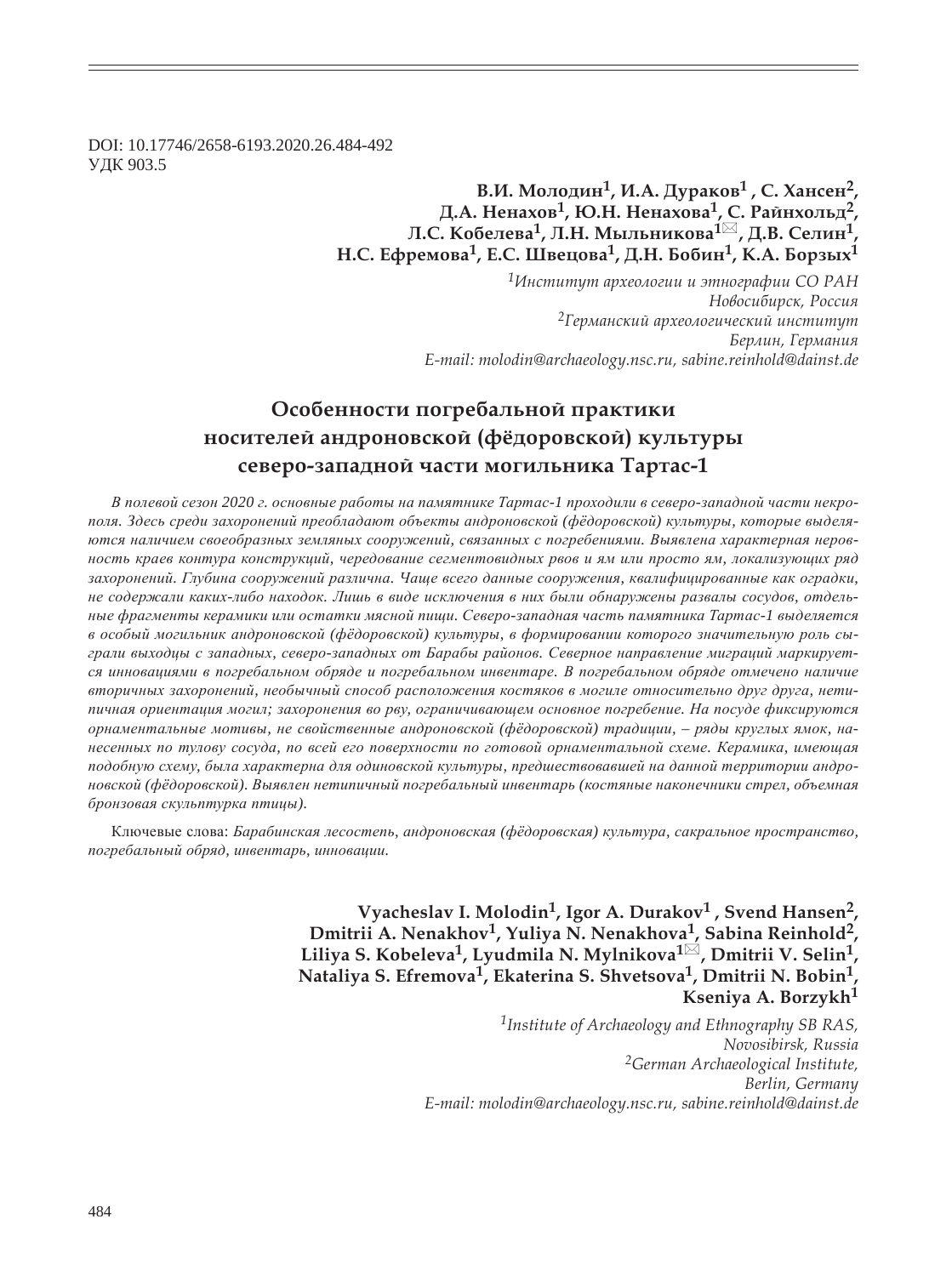DOI: 10.17746/2658-6193.2020.26.484-492
УДК 903.5

**В.И. Молодин[1], И.А. Дураков[1] , С. Хансен[2], Д.А. Ненахов[1], Ю.Н. Ненахова[1], С. Райнхольд[2], Л.С. Кобелева[1], Л.Н. Мыльникова[1]✉, Д.В. Селин[1], Н.С. Ефремова[1], Е.С. Швецова[1], Д.Н. Бобин[1], К.А. Борзых[1]**

*[1]Институт археологии и этнографии СО РАН*
*Новосибирск, Россия*
*[2]Германский археологический институт*
*Берлин, Германия*
*E-mail: molodin@archaeology.nsc.ru, sabine.reinhold@dainst.de*

# Особенности погребальной практики носителей андроновской (фёдоровской) культуры северо-западной части могильника Тартас-1

*В полевой сезон 2020 г. основные работы на памятнике Тартас-1 проходили в северо-западной части некрополя. Здесь среди захоронений преобладают объекты андроновской (фёдоровской) культуры, которые выделяются наличием своеобразных земляных сооружений, связанных с погребениями. Выявлена характерная неровность краев контура конструкций, чередование сегментовидных рвов и ям или просто ям, локализующих ряд захоронений. Глубина сооружений различна. Чаще всего данные сооружения, квалифицированные как оградки, не содержали каких-либо находок. Лишь в виде исключения в них были обнаружены развалы сосудов, отдельные фрагменты керамики или остатки мясной пищи. Северо-западная часть памятника Тартас-1 выделяется в особый могильник андроновской (фёдоровской) культуры, в формировании которого значительную роль сыграли выходцы с западных, северо-западных от Барабы районов. Северное направление миграций маркируется инновациями в погребальном обряде и погребальном инвентаре. В погребальном обряде отмечено наличие вторичных захоронений, необычный способ расположения костяков в могиле относительно друг друга, нетипичная ориентация могил; захоронения во рву, ограничивающем основное погребение. На посуде фиксируются орнаментальные мотивы, не свойственные андроновской (фёдоровской) традиции, – ряды круглых ямок, нанесенных по тулову сосуда, по всей его поверхности по готовой орнаментальной схеме. Керамика, имеющая подобную схему, была характерна для одиновской культуры, предшествовавшей на данной территории андроновской (фёдоровской). Выявлен нетипичный погребальный инвентарь (костяные наконечники стрел, объемная бронзовая скульптурка птицы).*

Ключевые слова: *Барабинская лесостепь, андроновская (фёдоровская) культура, сакральное пространство, погребальный обряд, инвентарь, инновации.*

**Vyacheslav I. Molodin[1], Igor A. Durakov[1] , Svend Hansen[2], Dmitrii A. Nenakhov[1], Yuliya N. Nenakhova[1], Sabina Reinhold[2], Liliya S. Kobeleva[1], Lyudmila N. Mylnikova[1]✉, Dmitrii V. Selin[1], Nataliya S. Efremova[1], Ekaterina S. Shvetsova[1], Dmitrii N. Bobin[1], Kseniya A. Borzykh[1]**

*[1]Institute of Archaeology and Ethnography SB RAS,*
*Novosibirsk, Russia*
*[2]German Archaeological Institute,*
*Berlin, Germany*
*E-mail: molodin@archaeology.nsc.ru, sabine.reinhold@dainst.de*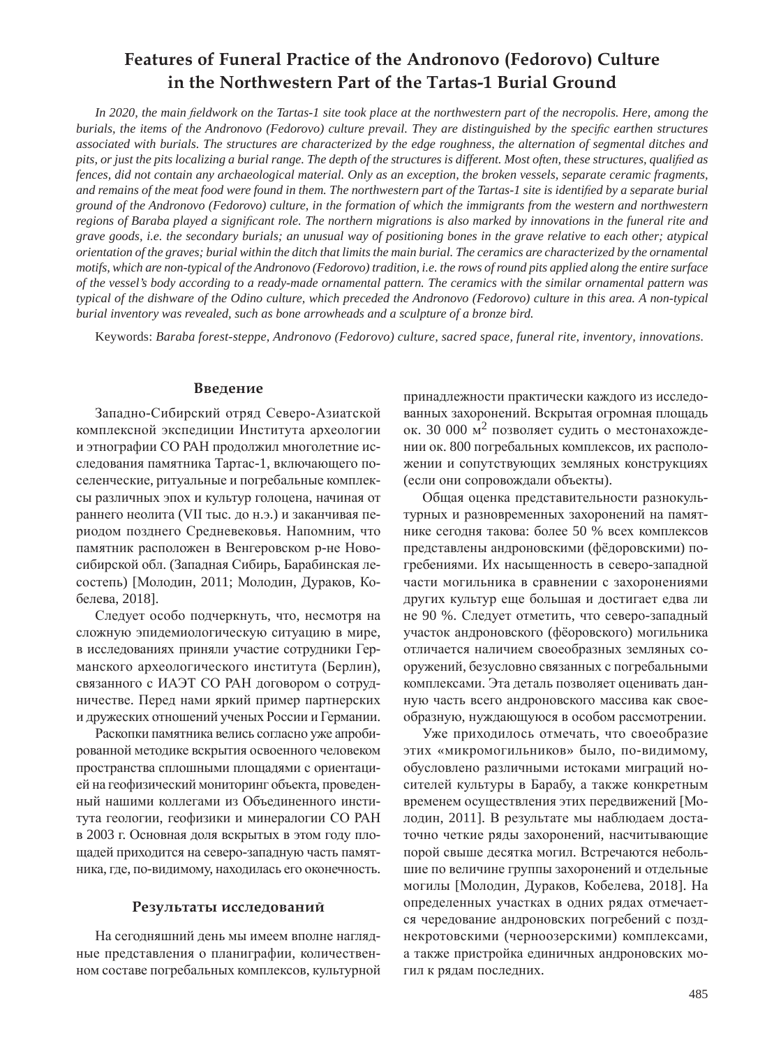# Features of Funeral Practice of the Andronovo (Fedorovo) Culture in the Northwestern Part of the Tartas-1 Burial Ground

*In 2020, the main fieldwork on the Tartas-1 site took place at the northwestern part of the necropolis. Here, among the burials, the items of the Andronovo (Fedorovo) culture prevail. They are distinguished by the specific earthen structures associated with burials. The structures are characterized by the edge roughness, the alternation of segmental ditches and pits, or just the pits localizing a burial range. The depth of the structures is different. Most often, these structures, qualified as fences, did not contain any archaeological material. Only as an exception, the broken vessels, separate ceramic fragments, and remains of the meat food were found in them. The northwestern part of the Tartas-1 site is identified by a separate burial ground of the Andronovo (Fedorovo) culture, in the formation of which the immigrants from the western and northwestern regions of Baraba played a significant role. The northern migrations is also marked by innovations in the funeral rite and grave goods, i.e. the secondary burials; an unusual way of positioning bones in the grave relative to each other; atypical orientation of the graves; burial within the ditch that limits the main burial. The ceramics are characterized by the ornamental motifs, which are non-typical of the Andronovo (Fedorovo) tradition, i.e. the rows of round pits applied along the entire surface of the vessel's body according to a ready-made ornamental pattern. The ceramics with the similar ornamental pattern was typical of the dishware of the Odino culture, which preceded the Andronovo (Fedorovo) culture in this area. A non-typical burial inventory was revealed, such as bone arrowheads and a sculpture of a bronze bird.*

Keywords: *Baraba forest-steppe, Andronovo (Fedorovo) culture, sacred space, funeral rite, inventory, innovations.*

## Введение

Западно-Сибирский отряд Северо-Азиатской комплексной экспедиции Института археологии и этнографии СО РАН продолжил многолетние исследования памятника Тартас-1, включающего поселенческие, ритуальные и погребальные комплексы различных эпох и культур голоцена, начиная от раннего неолита (VII тыс. до н.э.) и заканчивая периодом позднего Средневековья. Напомним, что памятник расположен в Венгеровском р-не Новосибирской обл. (Западная Сибирь, Барабинская лесостепь) [Молодин, 2011; Молодин, Дураков, Кобелева, 2018].

Следует особо подчеркнуть, что, несмотря на сложную эпидемиологическую ситуацию в мире, в исследованиях приняли участие сотрудники Германского археологического института (Берлин), связанного с ИАЭТ СО РАН договором о сотрудничестве. Перед нами яркий пример партнерских и дружеских отношений ученых России и Германии.

Раскопки памятника велись согласно уже апробированной методике вскрытия освоенного человеком пространства сплошными площадями с ориентацией на геофизический мониторинг объекта, проведенный нашими коллегами из Объединенного института геологии, геофизики и минералогии СО РАН в 2003 г. Основная доля вскрытых в этом году площадей приходится на северо-западную часть памятника, где, по-видимому, находилась его оконечность.

## Результаты исследований

На сегодняшний день мы имеем вполне наглядные представления о планиграфии, количественном составе погребальных комплексов, культурной принадлежности практически каждого из исследованных захоронений. Вскрытая огромная площадь ок. 30 000 м$^2$ позволяет судить о местонахождении ок. 800 погребальных комплексов, их расположении и сопутствующих земляных конструкциях (если они сопровождали объекты).

Общая оценка представительности разнокультурных и разновременных захоронений на памятнике сегодня такова: более 50 % всех комплексов представлены андроновскими (фёдоровскими) погребениями. Их насыщенность в северо-западной части могильника в сравнении с захоронениями других культур еще большая и достигает едва ли не 90 %. Следует отметить, что северо-западный участок андроновского (фёоровского) могильника отличается наличием своеобразных земляных сооружений, безусловно связанных с погребальными комплексами. Эта деталь позволяет оценивать данную часть всего андроновского массива как своеобразную, нуждающуюся в особом рассмотрении.

Уже приходилось отмечать, что своеобразие этих «микромогильников» было, по-видимому, обусловлено различными истоками миграций носителей культуры в Барабу, а также конкретным временем осуществления этих передвижений [Молодин, 2011]. В результате мы наблюдаем достаточно четкие ряды захоронений, насчитывающие порой свыше десятка могил. Встречаются небольшие по величине группы захоронений и отдельные могилы [Молодин, Дураков, Кобелева, 2018]. На определенных участках в одних рядах отмечается чередование андроновских погребений с позднекротовскими (черноозерскими) комплексами, а также пристройка единичных андроновских могил к рядам последних.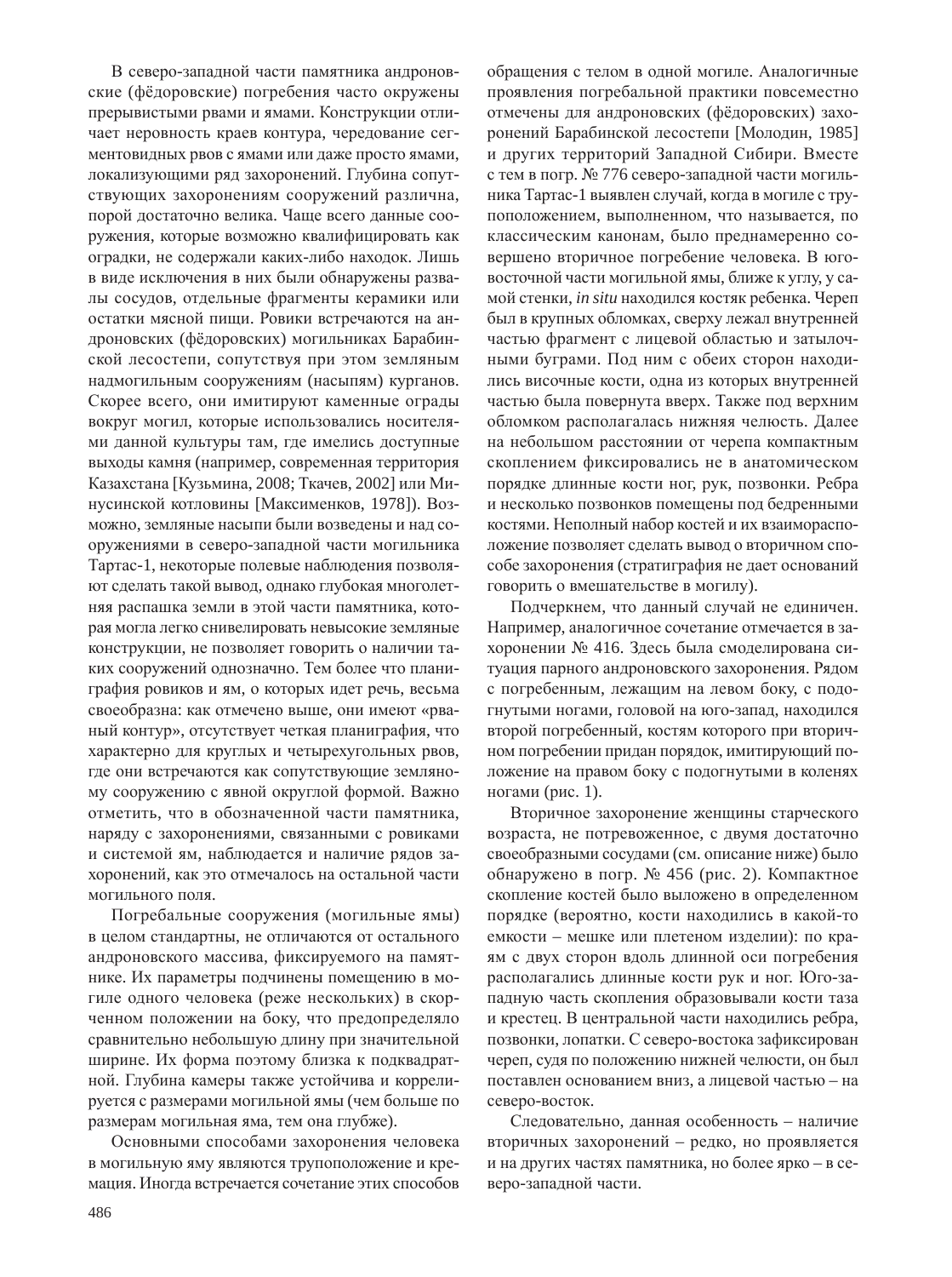В северо-западной части памятника андроновские (фёдоровские) погребения часто окружены прерывистыми рвами и ямами. Конструкции отличает неровность краев контура, чередование сегментовидных рвов с ямами или даже просто ямами, локализующими ряд захоронений. Глубина сопутствующих захоронениям сооружений различна, порой достаточно велика. Чаще всего данные сооружения, которые возможно квалифицировать как оградки, не содержали каких-либо находок. Лишь в виде исключения в них были обнаружены развалы сосудов, отдельные фрагменты керамики или остатки мясной пищи. Ровики встречаются на андроновских (фёдоровских) могильниках Барабинской лесостепи, сопутствуя при этом земляным надмогильным сооружениям (насыпям) курганов. Скорее всего, они имитируют каменные ограды вокруг могил, которые использовались носителями данной культуры там, где имелись доступные выходы камня (например, современная территория Казахстана [Кузьмина, 2008; Ткачев, 2002] или Минусинской котловины [Максименков, 1978]). Возможно, земляные насыпи были возведены и над сооружениями в северо-западной части могильника Тартас-1, некоторые полевые наблюдения позволяют сделать такой вывод, однако глубокая многолетняя распашка земли в этой части памятника, которая могла легко снивелировать невысокие земляные конструкции, не позволяет говорить о наличии таких сооружений однозначно. Тем более что планиграфия ровиков и ям, о которых идет речь, весьма своеобразна: как отмечено выше, они имеют «рваный контур», отсутствует четкая планиграфия, что характерно для круглых и четырехугольных рвов, где они встречаются как сопутствующие земляному сооружению с явной округлой формой. Важно отметить, что в обозначенной части памятника, наряду с захоронениями, связанными с ровиками и системой ям, наблюдается и наличие рядов захоронений, как это отмечалось на остальной части могильного поля.

Погребальные сооружения (могильные ямы) в целом стандартны, не отличаются от остального андроновского массива, фиксируемого на памятнике. Их параметры подчинены помещению в могиле одного человека (реже нескольких) в скорченном положении на боку, что предопределяло сравнительно небольшую длину при значительной ширине. Их форма поэтому близка к подквадратной. Глубина камеры также устойчива и коррелируется с размерами могильной ямы (чем больше по размерам могильная яма, тем она глубже).

Основными способами захоронения человека в могильную яму являются трупоположение и кремация. Иногда встречается сочетание этих способов обращения с телом в одной могиле. Аналогичные проявления погребальной практики повсеместно отмечены для андроновских (фёдоровских) захоронений Барабинской лесостепи [Молодин, 1985] и других территорий Западной Сибири. Вместе с тем в погр. № 776 северо-западной части могильника Тартас-1 выявлен случай, когда в могиле с трупоположением, выполненном, что называется, по классическим канонам, было преднамеренно совершено вторичное погребение человека. В юго-восточной части могильной ямы, ближе к углу, у самой стенки, *in situ* находился костяк ребенка. Череп был в крупных обломках, сверху лежал внутренней частью фрагмент с лицевой областью и затылочными буграми. Под ним с обеих сторон находились височные кости, одна из которых внутренней частью была повернута вверх. Также под верхним обломком располагалась нижняя челюсть. Далее на небольшом расстоянии от черепа компактным скоплением фиксировались не в анатомическом порядке длинные кости ног, рук, позвонки. Ребра и несколько позвонков помещены под бедренными костями. Неполный набор костей и их взаиморасположение позволяет сделать вывод о вторичном способе захоронения (стратиграфия не дает оснований говорить о вмешательстве в могилу).

Подчеркнем, что данный случай не единичен. Например, аналогичное сочетание отмечается в захоронении № 416. Здесь была смоделирована ситуация парного андроновского захоронения. Рядом с погребенным, лежащим на левом боку, с подогнутыми ногами, головой на юго-запад, находился второй погребенный, костям которого при вторичном погребении придан порядок, имитирующий положение на правом боку с подогнутыми в коленях ногами (рис. 1).

Вторичное захоронение женщины старческого возраста, не потревоженное, с двумя достаточно своеобразными сосудами (см. описание ниже) было обнаружено в погр. № 456 (рис. 2). Компактное скопление костей было выложено в определенном порядке (вероятно, кости находились в какой-то емкости – мешке или плетеном изделии): по краям с двух сторон вдоль длинной оси погребения располагались длинные кости рук и ног. Юго-западную часть скопления образовывали кости таза и крестец. В центральной части находились ребра, позвонки, лопатки. С северо-востока зафиксирован череп, судя по положению нижней челюсти, он был поставлен основанием вниз, а лицевой частью – на северо-восток.

Следовательно, данная особенность – наличие вторичных захоронений – редко, но проявляется и на других частях памятника, но более ярко – в северо-западной части.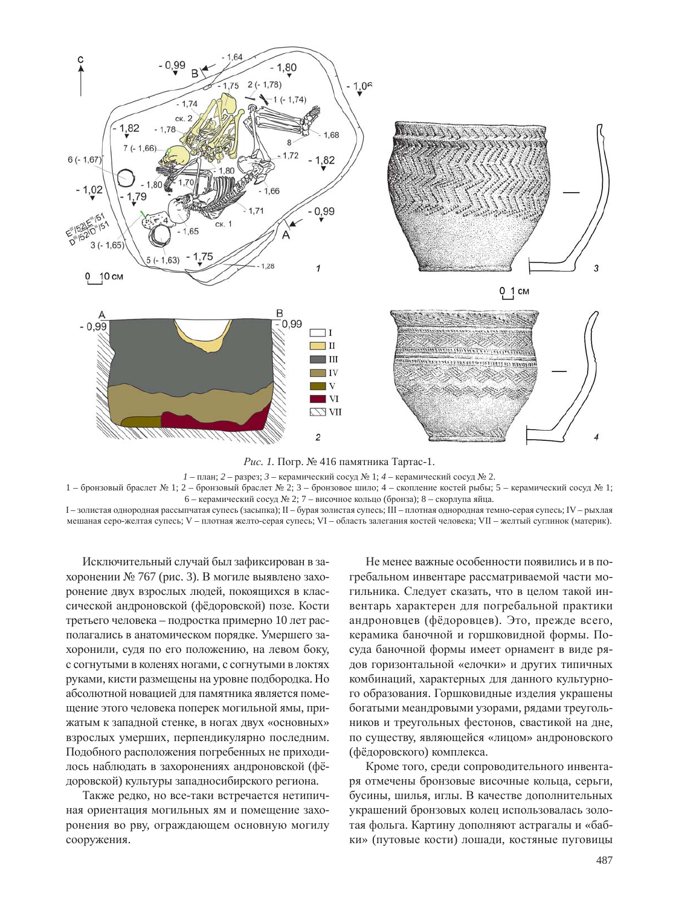*Рис. 1.* Погр. № 416 памятника Тартас-1.

*1* – план; *2* – разрез; *3* – керамический сосуд № 1; *4* – керамический сосуд № 2.

1 – бронзовый браслет № 1; 2 – бронзовый браслет № 2; 3 – бронзовое шило; 4 – скопление костей рыбы; 5 – керамический сосуд № 1; 6 – керамический сосуд № 2; 7 – височное кольцо (бронза); 8 – скорлупа яйца.

I – золистая однородная рассыпчатая супесь (засыпка); II – бурая золистая супесь; III – плотная однородная темно-серая супесь; IV – рыхлая мешаная серо-желтая супесь; V – плотная желто-серая супесь; VI – область залегания костей человека; VII – желтый суглинок (материк).

Исключительный случай был зафиксирован в захоронении № 767 (рис. 3). В могиле выявлено захоронение двух взрослых людей, покоящихся в классической андроновской (фёдоровской) позе. Кости третьего человека – подростка примерно 10 лет располагались в анатомическом порядке. Умершего захоронили, судя по его положению, на левом боку, с согнутыми в коленях ногами, с согнутыми в локтях руками, кисти размещены на уровне подбородка. Но абсолютной новацией для памятника является помещение этого человека поперек могильной ямы, прижатым к западной стенке, в ногах двух «основных» взрослых умерших, перпендикулярно последним. Подобного расположения погребенных не приходилось наблюдать в захоронениях андроновской (фёдоровской) культуры западносибирского региона.

Также редко, но все-таки встречается нетипичная ориентация могильных ям и помещение захоронения во рву, ограждающем основную могилу сооружения.

Не менее важные особенности появились и в погребальном инвентаре рассматриваемой части могильника. Следует сказать, что в целом такой инвентарь характерен для погребальной практики андроновцев (фёдоровцев). Это, прежде всего, керамика баночной и горшковидной формы. Посуда баночной формы имеет орнамент в виде рядов горизонтальной «елочки» и других типичных комбинаций, характерных для данного культурного образования. Горшковидные изделия украшены богатыми меандровыми узорами, рядами треугольников и треугольных фестонов, свастикой на дне, по существу, являющейся «лицом» андроновского (фёдоровского) комплекса.

Кроме того, среди сопроводительного инвентаря отмечены бронзовые височные кольца, серьги, бусины, шилья, иглы. В качестве дополнительных украшений бронзовых колец использовалась золотая фольга. Картину дополняют астрагалы и «бабки» (путовые кости) лошади, костяные пуговицы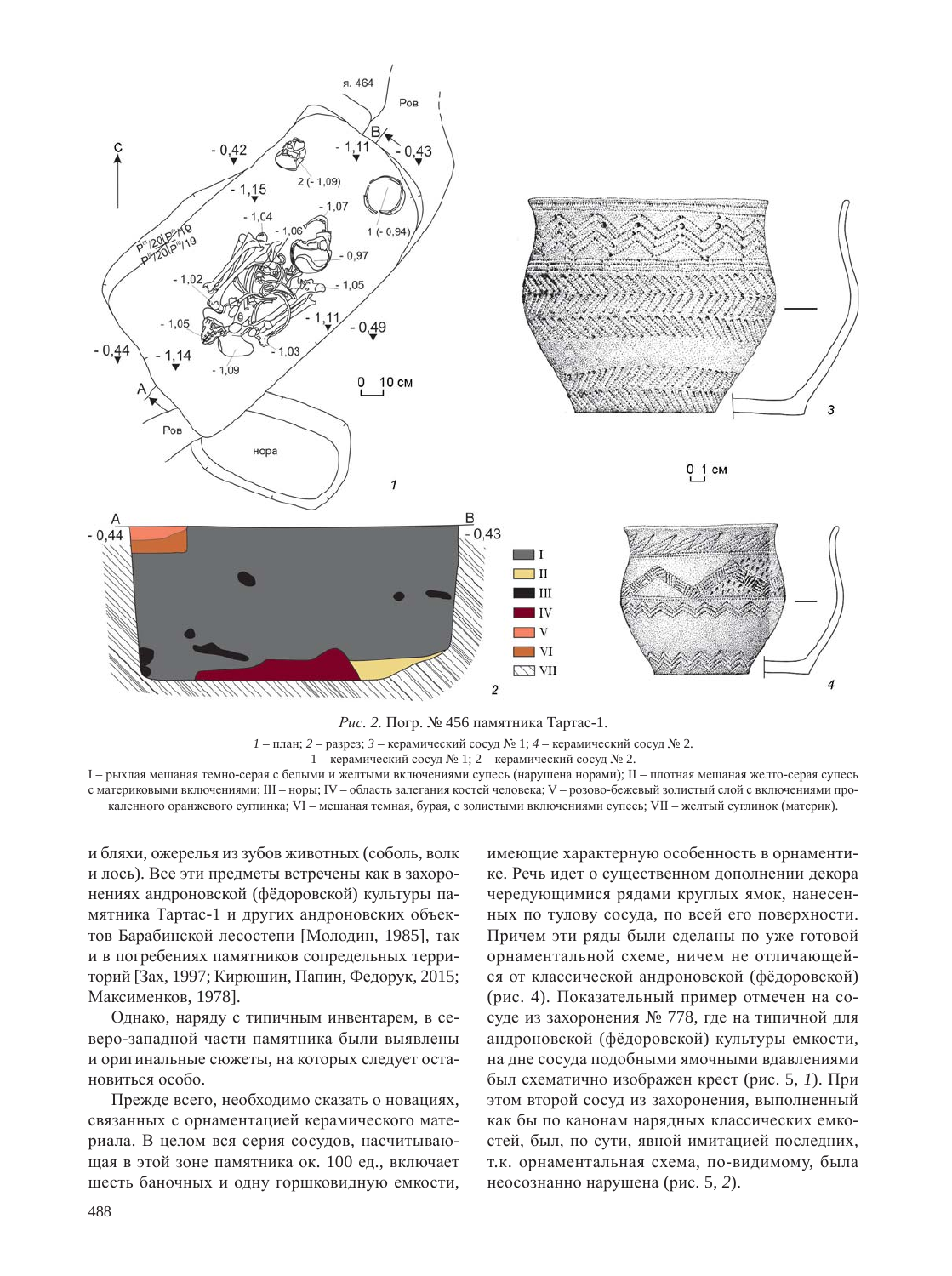*Рис. 2.* Погр. № 456 памятника Тартас-1.

*1* – план; *2* – разрез; *3* – керамический сосуд № 1; *4* – керамический сосуд № 2.

1 – керамический сосуд № 1; 2 – керамический сосуд № 2.

I – рыхлая мешаная темно-серая с белыми и желтыми включениями супесь (нарушена норами); II – плотная мешаная желто-серая супесь с материковыми включениями; III – норы; IV – область залегания костей человека; V – розово-бежевый золистый слой с включениями прокаленного оранжевого суглинка; VI – мешаная темная, бурая, с золистыми включениями супесь; VII – желтый суглинок (материк).

и бляхи, ожерелья из зубов животных (соболь, волк и лось). Все эти предметы встречены как в захоронениях андроновской (фёдоровской) культуры памятника Тартас-1 и других андроновских объектов Барабинской лесостепи [Молодин, 1985], так и в погребениях памятников сопредельных территорий [Зах, 1997; Кирюшин, Папин, Федорук, 2015; Максименков, 1978].

Однако, наряду с типичным инвентарем, в северо-западной части памятника были выявлены и оригинальные сюжеты, на которых следует остановиться особо.

Прежде всего, необходимо сказать о новациях, связанных с орнаментацией керамического материала. В целом вся серия сосудов, насчитывающая в этой зоне памятника ок. 100 ед., включает шесть баночных и одну горшковидную емкости, имеющие характерную особенность в орнаментике. Речь идет о существенном дополнении декора чередующимися рядами круглых ямок, нанесенных по тулову сосуда, по всей его поверхности. Причем эти ряды были сделаны по уже готовой орнаментальной схеме, ничем не отличающейся от классической андроновской (фёдоровской) (рис. 4). Показательный пример отмечен на сосуде из захоронения № 778, где на типичной для андроновской (фёдоровской) культуры емкости, на дне сосуда подобными ямочными вдавлениями был схематично изображен крест (рис. 5, *1*). При этом второй сосуд из захоронения, выполненный как бы по канонам нарядных классических емкостей, был, по сути, явной имитацией последних, т.к. орнаментальная схема, по-видимому, была неосознанно нарушена (рис. 5, *2*).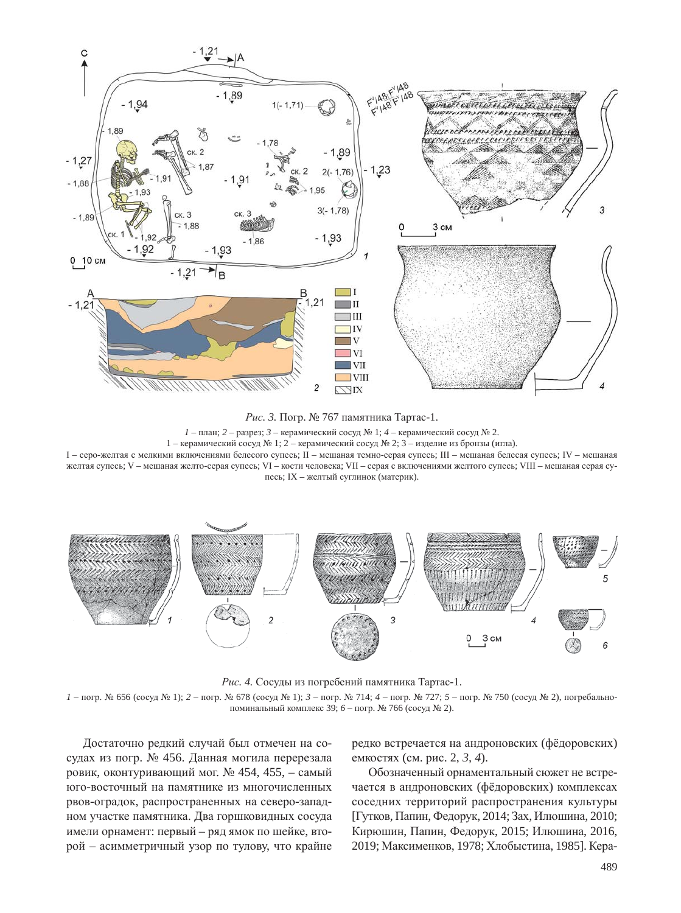*Рис. 3.* Погр. № 767 памятника Тартас-1.

*1* – план; *2* – разрез; *3* – керамический сосуд № 1; *4* – керамический сосуд № 2.
1 – керамический сосуд № 1; 2 – керамический сосуд № 2; 3 – изделие из бронзы (игла).
I – серо-желтая с мелкими включениями белесого супесь; II – мешаная темно-серая супесь; III – мешаная белесая супесь; IV – мешаная желтая супесь; V – мешаная желто-серая супесь; VI – кости человека; VII – серая с включениями желтого супесь; VIII – мешаная серая супесь; IX – желтый суглинок (материк).

*Рис. 4.* Сосуды из погребений памятника Тартас-1.
*1* – погр. № 656 (сосуд № 1); *2* – погр. № 678 (сосуд № 1); *3* – погр. № 714; *4* – погр. № 727; *5* – погр. № 750 (сосуд № 2), погребально-поминальный комплекс 39; *6* – погр. № 766 (сосуд № 2).

Достаточно редкий случай был отмечен на сосудах из погр. № 456. Данная могила перерезала ровик, оконтуривающий мог. № 454, 455, – самый юго-восточный на памятнике из многочисленных рвов-оградок, распространенных на северо-западном участке памятника. Два горшковидных сосуда имели орнамент: первый – ряд ямок по шейке, второй – асимметричный узор по тулову, что крайне редко встречается на андроновских (фёдоровских) емкостях (см. рис. 2, *3, 4*).

Обозначенный орнаментальный сюжет не встречается в андроновских (фёдоровских) комплексах соседних территорий распространения культуры [Гутков, Папин, Федорук, 2014; Зах, Илюшина, 2010; Кирюшин, Папин, Федорук, 2015; Илюшина, 2016, 2019; Максименков, 1978; Хлобыстина, 1985]. Кера-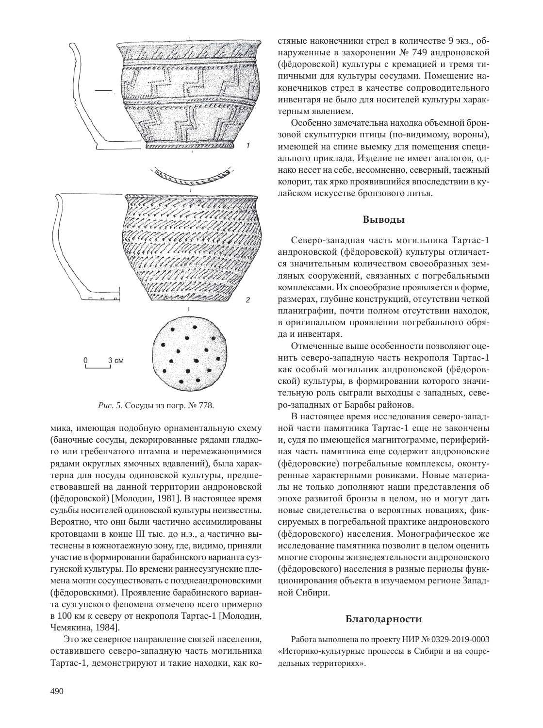*Рис. 5.* Сосуды из погр. № 778.

мика, имеющая подобную орнаментальную схему (баночные сосуды, декорированные рядами гладкого или гребенчатого штампа и перемежающимися рядами округлых ямочных вдавлений), была характерна для посуды одиновской культуры, предшествовавшей на данной территории андроновской (фёдоровской) [Молодин, 1981]. В настоящее время судьбы носителей одиновской культуры неизвестны. Вероятно, что они были частично ассимилированы кротовцами в конце III тыс. до н.э., а частично вытеснены в южнотаежную зону, где, видимо, приняли участие в формировании барабинского варианта сузгунской культуры. По времени раннесузгунские племена могли сосуществовать с позднеандроновскими (фёдоровскими). Проявление барабинского варианта сузгунского феномена отмечено всего примерно в 100 км к северу от некрополя Тартас-1 [Молодин, Чемякина, 1984].

Это же северное направление связей населения, оставившего северо-западную часть могильника Тартас-1, демонстрируют и такие находки, как костяные наконечники стрел в количестве 9 экз., обнаруженные в захоронении № 749 андроновской (фёдоровской) культуры с кремацией и тремя типичными для культуры сосудами. Помещение наконечников стрел в качестве сопроводительного инвентаря не было для носителей культуры характерным явлением.

Особенно замечательна находка объемной бронзовой скульптурки птицы (по-видимому, вороны), имеющей на спине выемку для помещения специального приклада. Изделие не имеет аналогов, однако несет на себе, несомненно, северный, таежный колорит, так ярко проявившийся впоследствии в кулайском искусстве бронзового литья.

## Выводы

Северо-западная часть могильника Тартас-1 андроновской (фёдоровской) культуры отличается значительным количеством своеобразных земляных сооружений, связанных с погребальными комплексами. Их своеобразие проявляется в форме, размерах, глубине конструкций, отсутствии четкой планиграфии, почти полном отсутствии находок, в оригинальном проявлении погребального обряда и инвентаря.

Отмеченные выше особенности позволяют оценить северо-западную часть некрополя Тартас-1 как особый могильник андроновской (фёдоровской) культуры, в формировании которого значительную роль сыграли выходцы с западных, северо-западных от Барабы районов.

В настоящее время исследования северо-западной части памятника Тартас-1 еще не закончены и, судя по имеющейся магнитограмме, периферийная часть памятника еще содержит андроновские (фёдоровские) погребальные комплексы, оконтуренные характерными ровиками. Новые материалы не только дополняют наши представления об эпохе развитой бронзы в целом, но и могут дать новые свидетельства о вероятных новациях, фиксируемых в погребальной практике андроновского (фёдоровского) населения. Монографическое же исследование памятника позволит в целом оценить многие стороны жизнедеятельности андроновского (фёдоровского) населения в разные периоды функционирования объекта в изучаемом регионе Западной Сибири.

## Благодарности

Работа выполнена по проекту НИР № 0329-2019-0003 «Историко-культурные процессы в Сибири и на сопредельных территориях».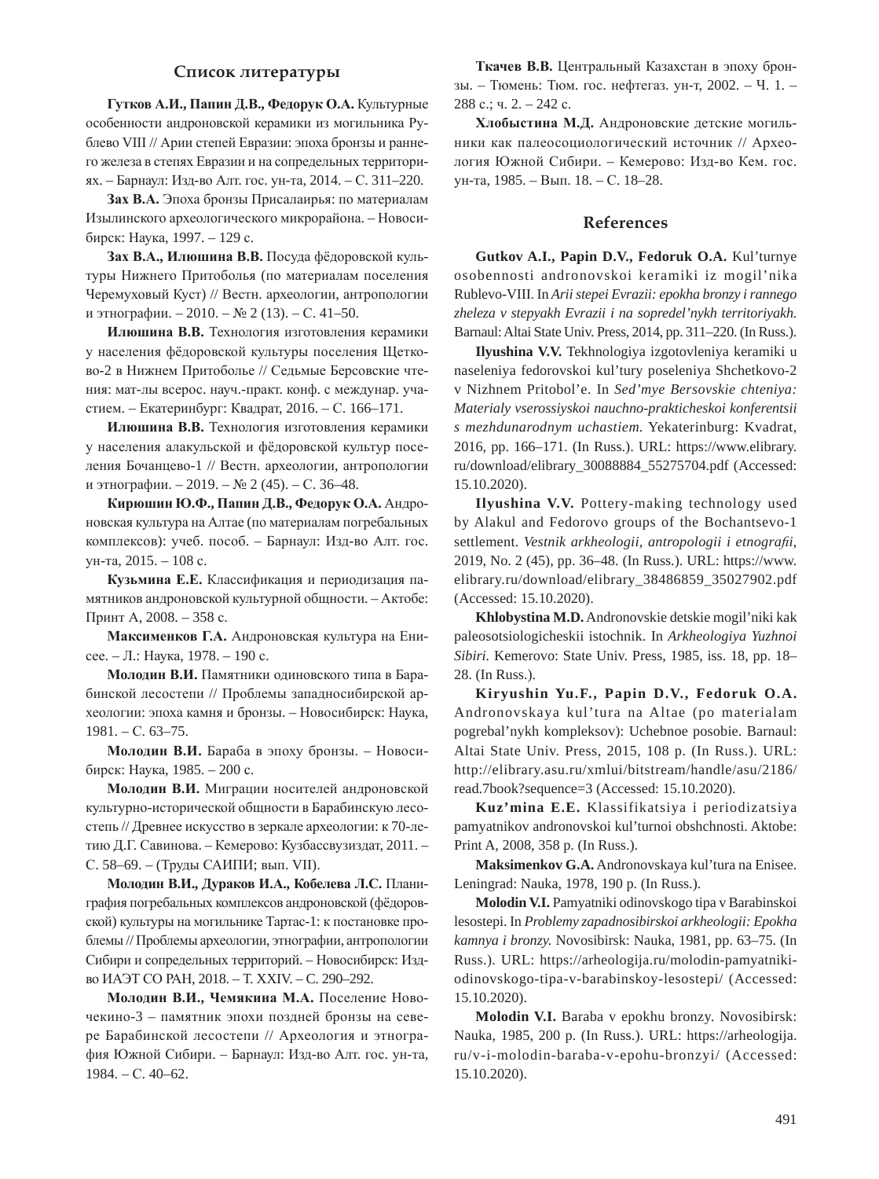## Список литературы

**Гутков А.И., Папин Д.В., Федорук О.А.** Культурные особенности андроновской керамики из могильника Рублево VIII // Арии степей Евразии: эпоха бронзы и раннего железа в степях Евразии и на сопредельных территориях. – Барнаул: Изд-во Алт. гос. ун-та, 2014. – С. 311–220.

**Зах В.А.** Эпоха бронзы Присалаирья: по материалам Изылинского археологического микрорайона. – Новосибирск: Наука, 1997. – 129 с.

**Зах В.А., Илюшина В.В.** Посуда фёдоровской культуры Нижнего Притоболья (по материалам поселения Черемуховый Куст) // Вестн. археологии, антропологии и этнографии. – 2010. – № 2 (13). – С. 41–50.

**Илюшина В.В.** Технология изготовления керамики у населения фёдоровской культуры поселения Щетково-2 в Нижнем Притоболье // Седьмые Берсовские чтения: мат-лы всерос. науч.-практ. конф. с междунар. участием. – Екатеринбург: Квадрат, 2016. – С. 166–171.

**Илюшина В.В.** Технология изготовления керамики у населения алакульской и фёдоровской культур поселения Бочанцево-1 // Вестн. археологии, антропологии и этнографии. – 2019. – № 2 (45). – С. 36–48.

**Кирюшин Ю.Ф., Папин Д.В., Федорук О.А.** Андроновская культура на Алтае (по материалам погребальных комплексов): учеб. пособ. – Барнаул: Изд-во Алт. гос. ун-та, 2015. – 108 с.

**Кузьмина Е.Е.** Классификация и периодизация памятников андроновской культурной общности. – Актобе: Принт А, 2008. – 358 с.

**Максименков Г.А.** Андроновская культура на Енисее. – Л.: Наука, 1978. – 190 с.

**Молодин В.И.** Памятники одиновского типа в Барабинской лесостепи // Проблемы западносибирской археологии: эпоха камня и бронзы. – Новосибирск: Наука, 1981. – С. 63–75.

**Молодин В.И.** Бараба в эпоху бронзы. – Новосибирск: Наука, 1985. – 200 с.

**Молодин В.И.** Миграции носителей андроновской культурно-исторической общности в Барабинскую лесостепь // Древнее искусство в зеркале археологии: к 70-летию Д.Г. Савинова. – Кемерово: Кузбассвузиздат, 2011. – С. 58–69. – (Труды САИПИ; вып. VII).

**Молодин В.И., Дураков И.А., Кобелева Л.С.** Планиграфия погребальных комплексов андроновской (фёдоровской) культуры на могильнике Тартас-1: к постановке проблемы // Проблемы археологии, этнографии, антропологии Сибири и сопредельных территорий. – Новосибирск: Изд-во ИАЭТ СО РАН, 2018. – Т. XXIV. – С. 290–292.

**Молодин В.И., Чемякина М.А.** Поселение Новочекино-3 – памятник эпохи поздней бронзы на севере Барабинской лесостепи // Археология и этнография Южной Сибири. – Барнаул: Изд-во Алт. гос. ун-та, 1984. – С. 40–62.

**Ткачев В.В.** Центральный Казахстан в эпоху бронзы. – Тюмень: Тюм. гос. нефтегаз. ун-т, 2002. – Ч. 1. – 288 с.; ч. 2. – 242 с.

**Хлобыстина М.Д.** Андроновские детские могильники как палеосоциологический источник // Археология Южной Сибири. – Кемерово: Изд-во Кем. гос. ун-та, 1985. – Вып. 18. – С. 18–28.

## References

**Gutkov A.I., Papin D.V., Fedoruk O.A.** Kul'turnye osobennosti andronovskoi keramiki iz mogil'nika Rublevo-VIII. In *Arii stepei Evrazii: epokha bronzy i rannego zheleza v stepyakh Evrazii i na sopredel'nykh territoriyakh.* Barnaul: Altai State Univ. Press, 2014, pp. 311–220. (In Russ.).

**Ilyushina V.V.** Tekhnologiya izgotovleniya keramiki u naseleniya fedorovskoi kul'tury poseleniya Shchetkovo-2 v Nizhnem Pritobol'e. In *Sed'mye Bersovskie chteniya: Materialy vserossiyskoi nauchno-prakticheskoi konferentsii s mezhdunarodnym uchastiem.* Yekaterinburg: Kvadrat, 2016, pp. 166–171. (In Russ.). URL: https://www.elibrary.ru/download/elibrary_30088884_55275704.pdf (Accessed: 15.10.2020).

**Ilyushina V.V.** Pottery-making technology used by Alakul and Fedorovo groups of the Bochantsevo-1 settlement. *Vestnik arkheologii, antropologii i etnografii,* 2019, No. 2 (45), pp. 36–48. (In Russ.). URL: https://www.elibrary.ru/download/elibrary_38486859_35027902.pdf (Accessed: 15.10.2020).

**Khlobystina M.D.** Andronovskie detskie mogil'niki kak paleosotsiologicheskii istochnik. In *Arkheologiya Yuzhnoi Sibiri.* Kemerovo: State Univ. Press, 1985, iss. 18, pp. 18–28. (In Russ.).

**Kiryushin Yu.F., Papin D.V., Fedoruk O.A.** Andronovskaya kul'tura na Altae (po materialam pogrebal'nykh kompleksov): Uchebnoe posobie. Barnaul: Altai State Univ. Press, 2015, 108 p. (In Russ.). URL: http://elibrary.asu.ru/xmlui/bitstream/handle/asu/2186/read.7book?sequence=3 (Accessed: 15.10.2020).

**Kuz'mina E.E.** Klassifikatsiya i periodizatsiya pamyatnikov andronovskoi kul'turnoi obshchnosti. Aktobe: Print A, 2008, 358 p. (In Russ.).

**Maksimenkov G.A.** Andronovskaya kul'tura na Enisee. Leningrad: Nauka, 1978, 190 p. (In Russ.).

**Molodin V.I.** Pamyatniki odinovskogo tipa v Barabinskoi lesostepi. In *Problemy zapadnosibirskoi arkheologii: Epokha kamnya i bronzy.* Novosibirsk: Nauka, 1981, pp. 63–75. (In Russ.). URL: https://arheologija.ru/molodin-pamyatniki-odinovskogo-tipa-v-barabinskoy-lesostepi/ (Accessed: 15.10.2020).

**Molodin V.I.** Baraba v epokhu bronzy. Novosibirsk: Nauka, 1985, 200 p. (In Russ.). URL: https://arheologija.ru/v-i-molodin-baraba-v-epohu-bronzyi/ (Accessed: 15.10.2020).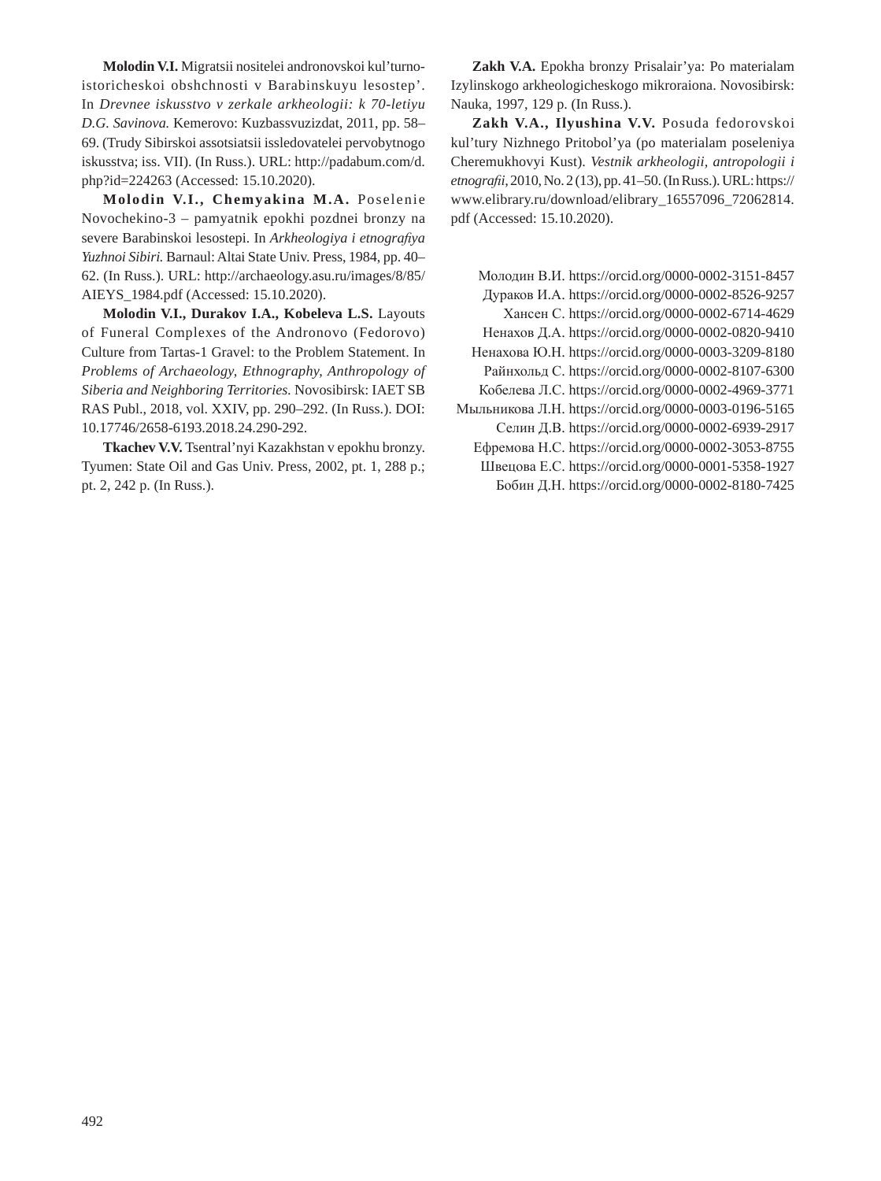**Molodin V.I.** Migratsii nositelei andronovskoi kul'turno-istoricheskoi obshchnosti v Barabinskuyu lesostep'. In *Drevnee iskusstvo v zerkale arkheologii: k 70-letiyu D.G. Savinova.* Kemerovo: Kuzbassvuzizdat, 2011, pp. 58–69. (Trudy Sibirskoi assotsiatsii issledovatelei pervobytnogo iskusstva; iss. VII). (In Russ.). URL: http://padabum.com/d.php?id=224263 (Accessed: 15.10.2020).

**Molodin V.I., Chemyakina M.A.** Poselenie Novochekino-3 – pamyatnik epokhi pozdnei bronzy na severe Barabinskoi lesostepi. In *Arkheologiya i etnografiya Yuzhnoi Sibiri.* Barnaul: Altai State Univ. Press, 1984, pp. 40–62. (In Russ.). URL: http://archaeology.asu.ru/images/8/85/AIEYS_1984.pdf (Accessed: 15.10.2020).

**Molodin V.I., Durakov I.A., Kobeleva L.S.** Layouts of Funeral Complexes of the Andronovo (Fedorovo) Culture from Tartas-1 Gravel: to the Problem Statement. In *Problems of Archaeology, Ethnography, Anthropology of Siberia and Neighboring Territories.* Novosibirsk: IAET SB RAS Publ., 2018, vol. XXIV, pp. 290–292. (In Russ.). DOI: 10.17746/2658-6193.2018.24.290-292.

**Tkachev V.V.** Tsentral'nyi Kazakhstan v epokhu bronzy. Tyumen: State Oil and Gas Univ. Press, 2002, pt. 1, 288 p.; pt. 2, 242 p. (In Russ.).

**Zakh V.A.** Epokha bronzy Prisalair'ya: Po materialam Izylinskogo arkheologicheskogo mikroraiona. Novosibirsk: Nauka, 1997, 129 p. (In Russ.).

**Zakh V.A., Ilyushina V.V.** Posuda fedorovskoi kul'tury Nizhnego Pritobol'ya (po materialam poseleniya Cheremukhovyi Kust). *Vestnik arkheologii, antropologii i etnografii,* 2010, No. 2 (13), pp. 41–50. (In Russ.). URL: https://www.elibrary.ru/download/elibrary_16557096_72062814.pdf (Accessed: 15.10.2020).

Молодин В.И. https://orcid.org/0000-0002-3151-8457
Дураков И.А. https://orcid.org/0000-0002-8526-9257
Хансен С. https://orcid.org/0000-0002-6714-4629
Ненахов Д.А. https://orcid.org/0000-0002-0820-9410
Ненахова Ю.Н. https://orcid.org/0000-0003-3209-8180
Райнхольд С. https://orcid.org/0000-0002-8107-6300
Кобелева Л.С. https://orcid.org/0000-0002-4969-3771
Мыльникова Л.Н. https://orcid.org/0000-0003-0196-5165
Селин Д.В. https://orcid.org/0000-0002-6939-2917
Ефремова Н.С. https://orcid.org/0000-0002-3053-8755
Швецова Е.С. https://orcid.org/0000-0001-5358-1927
Бобин Д.Н. https://orcid.org/0000-0002-8180-7425